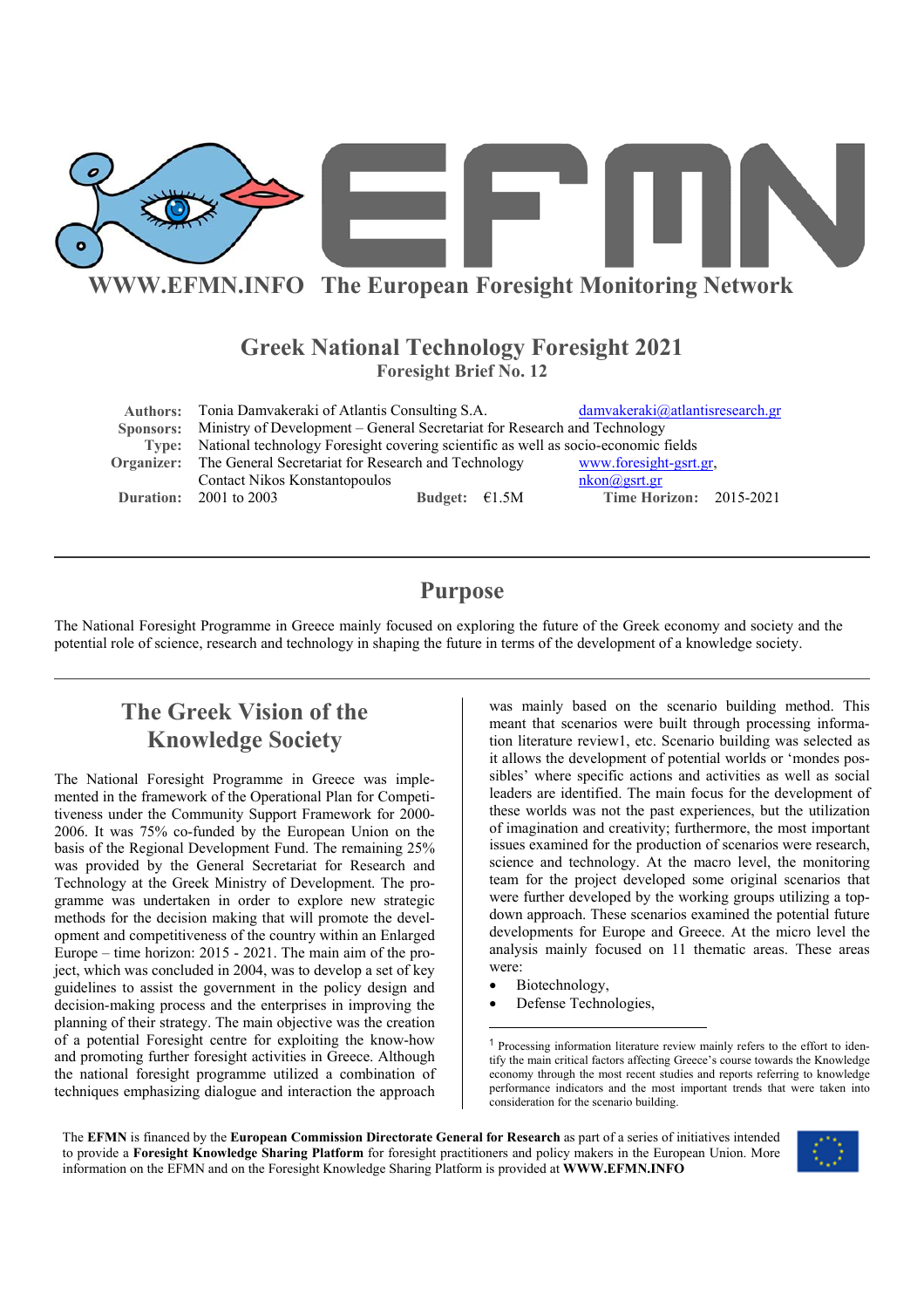WWW.EFMN.INFO The European Foresight Monitoring Network

# Greek National Technology Foresight 2021

**Foresight Brief No. 12**

| | | | |
|---|---|---|---|
| **Authors:** | Tonia Damvakeraki of Atlantis Consulting S.A. | | damvakeraki@atlantisresearch.gr |
| **Sponsors:** | Ministry of Development – General Secretariat for Research and Technology | | |
| **Type:** | National technology Foresight covering scientific as well as socio-economic fields | | |
| **Organizer:** | The General Secretariat for Research and Technology<br>Contact Nikos Konstantopoulos | | www.foresight-gsrt.gr,<br>nkon@gsrt.gr |
| **Duration:** | 2001 to 2003 | **Budget:** €1.5M | **Time Horizon:** 2015-2021 |

## Purpose

The National Foresight Programme in Greece mainly focused on exploring the future of the Greek economy and society and the potential role of science, research and technology in shaping the future in terms of the development of a knowledge society.

## The Greek Vision of the Knowledge Society

The National Foresight Programme in Greece was implemented in the framework of the Operational Plan for Competitiveness under the Community Support Framework for 2000-2006. It was 75% co-funded by the European Union on the basis of the Regional Development Fund. The remaining 25% was provided by the General Secretariat for Research and Technology at the Greek Ministry of Development. The programme was undertaken in order to explore new strategic methods for the decision making that will promote the development and competitiveness of the country within an Enlarged Europe – time horizon: 2015 - 2021. The main aim of the project, which was concluded in 2004, was to develop a set of key guidelines to assist the government in the policy design and decision-making process and the enterprises in improving the planning of their strategy. The main objective was the creation of a potential Foresight centre for exploiting the know-how and promoting further foresight activities in Greece. Although the national foresight programme utilized a combination of techniques emphasizing dialogue and interaction the approach was mainly based on the scenario building method. This meant that scenarios were built through processing information literature review[1], etc. Scenario building was selected as it allows the development of potential worlds or 'mondes possibles' where specific actions and activities as well as social leaders are identified. The main focus for the development of these worlds was not the past experiences, but the utilization of imagination and creativity; furthermore, the most important issues examined for the production of scenarios were research, science and technology. At the macro level, the monitoring team for the project developed some original scenarios that were further developed by the working groups utilizing a top-down approach. These scenarios examined the potential future developments for Europe and Greece. At the micro level the analysis mainly focused on 11 thematic areas. These areas were:

- Biotechnology,
- Defense Technologies,

[1] Processing information literature review mainly refers to the effort to identify the main critical factors affecting Greece's course towards the Knowledge economy through the most recent studies and reports referring to knowledge performance indicators and the most important trends that were taken into consideration for the scenario building.

The **EFMN** is financed by the **European Commission Directorate General for Research** as part of a series of initiatives intended to provide a **Foresight Knowledge Sharing Platform** for foresight practitioners and policy makers in the European Union. More information on the EFMN and on the Foresight Knowledge Sharing Platform is provided at **WWW.EFMN.INFO**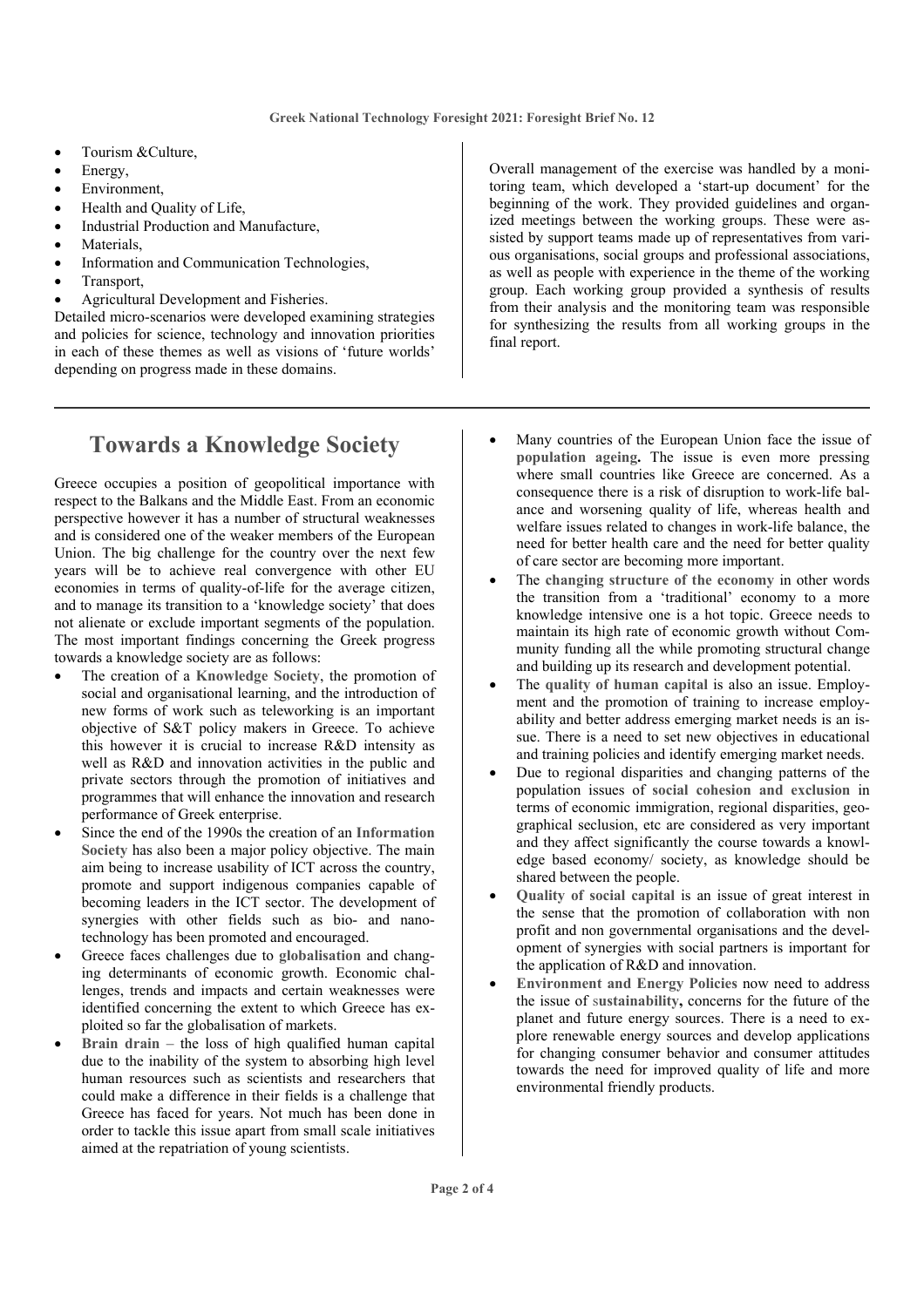- Tourism &Culture,
- Energy,
- Environment,
- Health and Quality of Life,
- Industrial Production and Manufacture,
- Materials,
- Information and Communication Technologies,
- Transport,
- Agricultural Development and Fisheries.

Detailed micro-scenarios were developed examining strategies and policies for science, technology and innovation priorities in each of these themes as well as visions of 'future worlds' depending on progress made in these domains.

Overall management of the exercise was handled by a monitoring team, which developed a 'start-up document' for the beginning of the work. They provided guidelines and organized meetings between the working groups. These were assisted by support teams made up of representatives from various organisations, social groups and professional associations, as well as people with experience in the theme of the working group. Each working group provided a synthesis of results from their analysis and the monitoring team was responsible for synthesizing the results from all working groups in the final report.

## Towards a Knowledge Society

Greece occupies a position of geopolitical importance with respect to the Balkans and the Middle East. From an economic perspective however it has a number of structural weaknesses and is considered one of the weaker members of the European Union. The big challenge for the country over the next few years will be to achieve real convergence with other EU economies in terms of quality-of-life for the average citizen, and to manage its transition to a 'knowledge society' that does not alienate or exclude important segments of the population. The most important findings concerning the Greek progress towards a knowledge society are as follows:

- The creation of a **Knowledge Society**, the promotion of social and organisational learning, and the introduction of new forms of work such as teleworking is an important objective of S&T policy makers in Greece. To achieve this however it is crucial to increase R&D intensity as well as R&D and innovation activities in the public and private sectors through the promotion of initiatives and programmes that will enhance the innovation and research performance of Greek enterprise.
- Since the end of the 1990s the creation of an **Information Society** has also been a major policy objective. The main aim being to increase usability of ICT across the country, promote and support indigenous companies capable of becoming leaders in the ICT sector. The development of synergies with other fields such as bio- and nanotechnology has been promoted and encouraged.
- Greece faces challenges due to **globalisation** and changing determinants of economic growth. Economic challenges, trends and impacts and certain weaknesses were identified concerning the extent to which Greece has exploited so far the globalisation of markets.
- **Brain drain** – the loss of high qualified human capital due to the inability of the system to absorbing high level human resources such as scientists and researchers that could make a difference in their fields is a challenge that Greece has faced for years. Not much has been done in order to tackle this issue apart from small scale initiatives aimed at the repatriation of young scientists.
- Many countries of the European Union face the issue of **population ageing.** The issue is even more pressing where small countries like Greece are concerned. As a consequence there is a risk of disruption to work-life balance and worsening quality of life, whereas health and welfare issues related to changes in work-life balance, the need for better health care and the need for better quality of care sector are becoming more important.
- The **changing structure of the economy** in other words the transition from a 'traditional' economy to a more knowledge intensive one is a hot topic. Greece needs to maintain its high rate of economic growth without Community funding all the while promoting structural change and building up its research and development potential.
- The **quality of human capital** is also an issue. Employment and the promotion of training to increase employability and better address emerging market needs is an issue. There is a need to set new objectives in educational and training policies and identify emerging market needs.
- Due to regional disparities and changing patterns of the population issues of **social cohesion and exclusion** in terms of economic immigration, regional disparities, geographical seclusion, etc are considered as very important and they affect significantly the course towards a knowledge based economy/ society, as knowledge should be shared between the people.
- **Quality of social capital** is an issue of great interest in the sense that the promotion of collaboration with non profit and non governmental organisations and the development of synergies with social partners is important for the application of R&D and innovation.
- **Environment and Energy Policies** now need to address the issue of **sustainability,** concerns for the future of the planet and future energy sources. There is a need to explore renewable energy sources and develop applications for changing consumer behavior and consumer attitudes towards the need for improved quality of life and more environmental friendly products.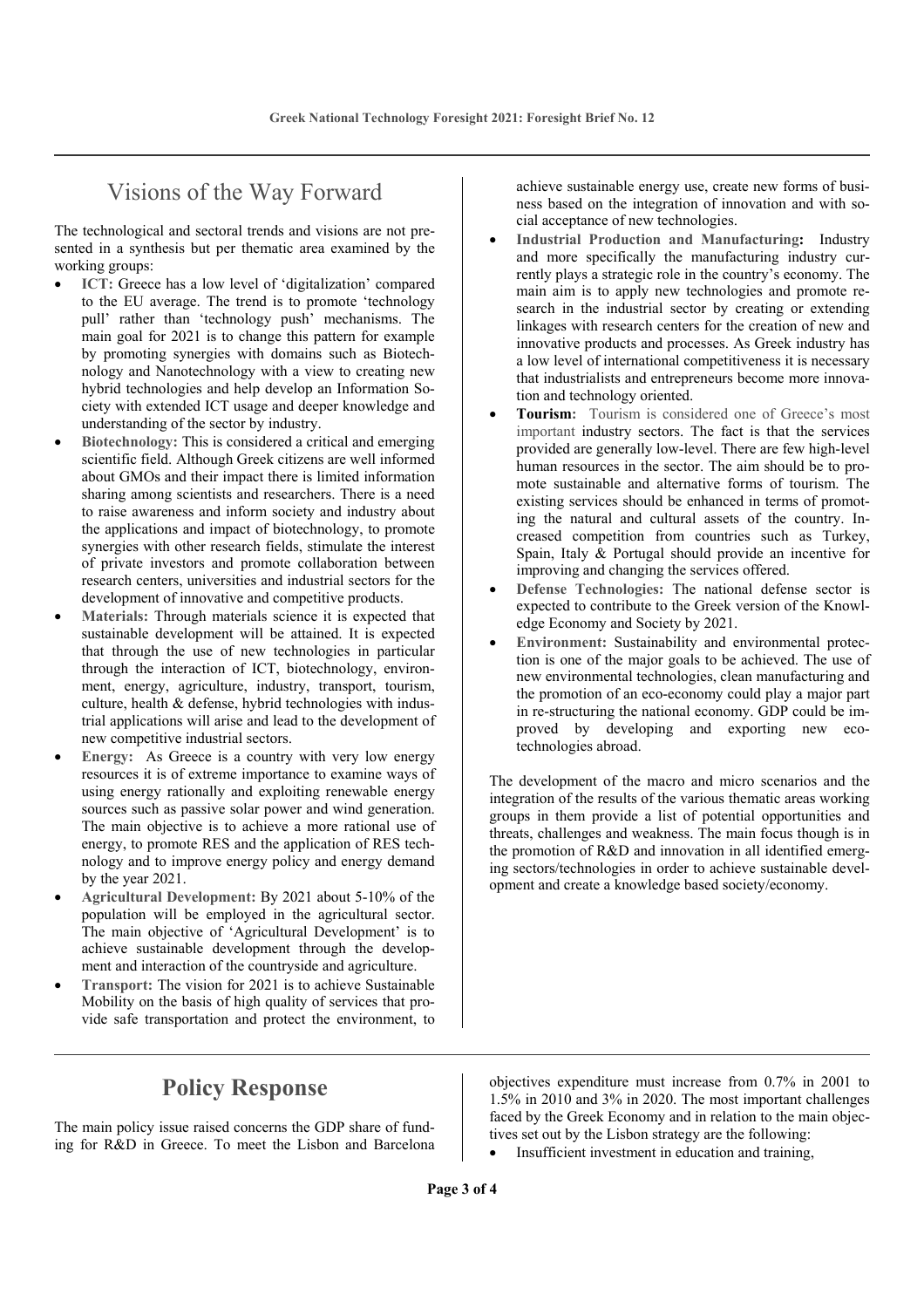## Visions of the Way Forward

The technological and sectoral trends and visions are not presented in a synthesis but per thematic area examined by the working groups:

- **ICT:** Greece has a low level of 'digitalization' compared to the EU average. The trend is to promote 'technology pull' rather than 'technology push' mechanisms. The main goal for 2021 is to change this pattern for example by promoting synergies with domains such as Biotechnology and Nanotechnology with a view to creating new hybrid technologies and help develop an Information Society with extended ICT usage and deeper knowledge and understanding of the sector by industry.
- **Biotechnology:** This is considered a critical and emerging scientific field. Although Greek citizens are well informed about GMOs and their impact there is limited information sharing among scientists and researchers. There is a need to raise awareness and inform society and industry about the applications and impact of biotechnology, to promote synergies with other research fields, stimulate the interest of private investors and promote collaboration between research centers, universities and industrial sectors for the development of innovative and competitive products.
- **Materials:** Through materials science it is expected that sustainable development will be attained. It is expected that through the use of new technologies in particular through the interaction of ICT, biotechnology, environment, energy, agriculture, industry, transport, tourism, culture, health & defense, hybrid technologies with industrial applications will arise and lead to the development of new competitive industrial sectors.
- **Energy:** As Greece is a country with very low energy resources it is of extreme importance to examine ways of using energy rationally and exploiting renewable energy sources such as passive solar power and wind generation. The main objective is to achieve a more rational use of energy, to promote RES and the application of RES technology and to improve energy policy and energy demand by the year 2021.
- **Agricultural Development:** By 2021 about 5-10% of the population will be employed in the agricultural sector. The main objective of 'Agricultural Development' is to achieve sustainable development through the development and interaction of the countryside and agriculture.
- **Transport:** The vision for 2021 is to achieve Sustainable Mobility on the basis of high quality of services that provide safe transportation and protect the environment, to achieve sustainable energy use, create new forms of business based on the integration of innovation and with social acceptance of new technologies.
- **Industrial Production and Manufacturing:** Industry and more specifically the manufacturing industry currently plays a strategic role in the country's economy. The main aim is to apply new technologies and promote research in the industrial sector by creating or extending linkages with research centers for the creation of new and innovative products and processes. As Greek industry has a low level of international competitiveness it is necessary that industrialists and entrepreneurs become more innovation and technology oriented.
- **Tourism:** Tourism is considered one of Greece's most important industry sectors. The fact is that the services provided are generally low-level. There are few high-level human resources in the sector. The aim should be to promote sustainable and alternative forms of tourism. The existing services should be enhanced in terms of promoting the natural and cultural assets of the country. Increased competition from countries such as Turkey, Spain, Italy & Portugal should provide an incentive for improving and changing the services offered.
- **Defense Technologies:** The national defense sector is expected to contribute to the Greek version of the Knowledge Economy and Society by 2021.
- **Environment:** Sustainability and environmental protection is one of the major goals to be achieved. The use of new environmental technologies, clean manufacturing and the promotion of an eco-economy could play a major part in re-structuring the national economy. GDP could be improved by developing and exporting new eco-technologies abroad.

The development of the macro and micro scenarios and the integration of the results of the various thematic areas working groups in them provide a list of potential opportunities and threats, challenges and weakness. The main focus though is in the promotion of R&D and innovation in all identified emerging sectors/technologies in order to achieve sustainable development and create a knowledge based society/economy.

## Policy Response

The main policy issue raised concerns the GDP share of funding for R&D in Greece. To meet the Lisbon and Barcelona objectives expenditure must increase from 0.7% in 2001 to 1.5% in 2010 and 3% in 2020. The most important challenges faced by the Greek Economy and in relation to the main objectives set out by the Lisbon strategy are the following:

- Insufficient investment in education and training,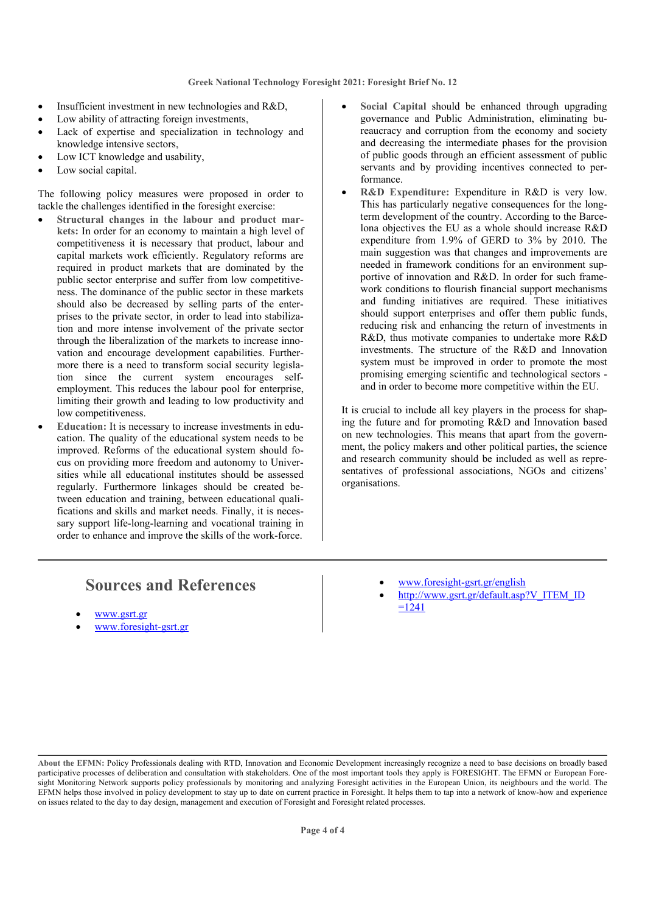- Insufficient investment in new technologies and R&D,
- Low ability of attracting foreign investments,
- Lack of expertise and specialization in technology and knowledge intensive sectors,
- Low ICT knowledge and usability,
- Low social capital.

The following policy measures were proposed in order to tackle the challenges identified in the foresight exercise:

- **Structural changes in the labour and product markets:** In order for an economy to maintain a high level of competitiveness it is necessary that product, labour and capital markets work efficiently. Regulatory reforms are required in product markets that are dominated by the public sector enterprise and suffer from low competitiveness. The dominance of the public sector in these markets should also be decreased by selling parts of the enterprises to the private sector, in order to lead into stabilization and more intense involvement of the private sector through the liberalization of the markets to increase innovation and encourage development capabilities. Furthermore there is a need to transform social security legislation since the current system encourages self-employment. This reduces the labour pool for enterprise, limiting their growth and leading to low productivity and low competitiveness.
- **Education:** It is necessary to increase investments in education. The quality of the educational system needs to be improved. Reforms of the educational system should focus on providing more freedom and autonomy to Universities while all educational institutes should be assessed regularly. Furthermore linkages should be created between education and training, between educational qualifications and skills and market needs. Finally, it is necessary support life-long-learning and vocational training in order to enhance and improve the skills of the work-force.
- **Social Capital** should be enhanced through upgrading governance and Public Administration, eliminating bureaucracy and corruption from the economy and society and decreasing the intermediate phases for the provision of public goods through an efficient assessment of public servants and by providing incentives connected to performance.
- **R&D Expenditure:** Expenditure in R&D is very low. This has particularly negative consequences for the long-term development of the country. According to the Barcelona objectives the EU as a whole should increase R&D expenditure from 1.9% of GERD to 3% by 2010. The main suggestion was that changes and improvements are needed in framework conditions for an environment supportive of innovation and R&D. In order for such framework conditions to flourish financial support mechanisms and funding initiatives are required. These initiatives should support enterprises and offer them public funds, reducing risk and enhancing the return of investments in R&D, thus motivate companies to undertake more R&D investments. The structure of the R&D and Innovation system must be improved in order to promote the most promising emerging scientific and technological sectors - and in order to become more competitive within the EU.

It is crucial to include all key players in the process for shaping the future and for promoting R&D and Innovation based on new technologies. This means that apart from the government, the policy makers and other political parties, the science and research community should be included as well as representatives of professional associations, NGOs and citizens' organisations.

## Sources and References

- www.gsrt.gr
- www.foresight-gsrt.gr
- www.foresight-gsrt.gr/english
- http://www.gsrt.gr/default.asp?V_ITEM_ID=1241

**About the EFMN:** Policy Professionals dealing with RTD, Innovation and Economic Development increasingly recognize a need to base decisions on broadly based participative processes of deliberation and consultation with stakeholders. One of the most important tools they apply is FORESIGHT. The EFMN or European Foresight Monitoring Network supports policy professionals by monitoring and analyzing Foresight activities in the European Union, its neighbours and the world. The EFMN helps those involved in policy development to stay up to date on current practice in Foresight. It helps them to tap into a network of know-how and experience on issues related to the day to day design, management and execution of Foresight and Foresight related processes.